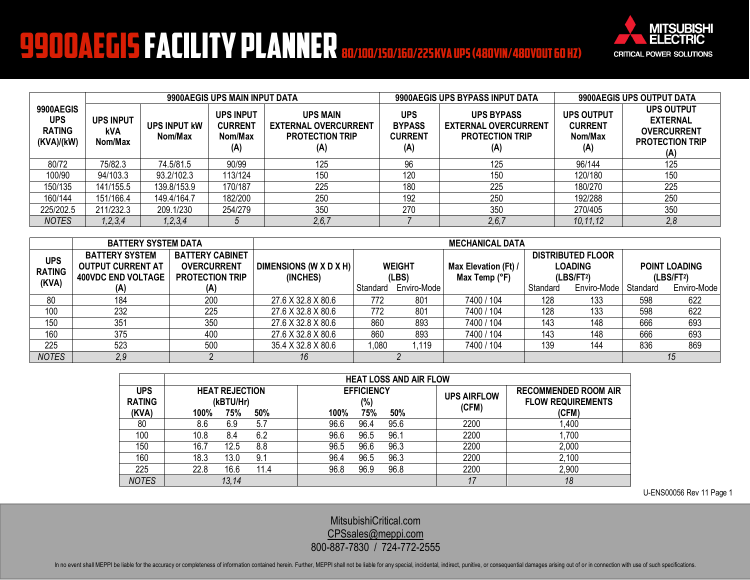# 9900AEGIS FACILITY PLANNER 80/100/150/160/225KVA UPS (480VIN/480VOUT 60 HZ)

MITSUBISHI ELECTRIC
CRITICAL POWER SOLUTIONS

| 9900AEGIS UPS RATING (KVA)/(kW) | 9900AEGIS UPS MAIN INPUT DATA | | | | 9900AEGIS UPS BYPASS INPUT DATA | | 9900AEGIS UPS OUTPUT DATA | |
|---|---|---|---|---|---|---|---|---|
| | UPS INPUT kVA Nom/Max | UPS INPUT kW Nom/Max | UPS INPUT CURRENT Nom/Max (A) | UPS MAIN EXTERNAL OVERCURRENT PROTECTION TRIP (A) | UPS BYPASS CURRENT (A) | UPS BYPASS EXTERNAL OVERCURRENT PROTECTION TRIP (A) | UPS OUTPUT CURRENT Nom/Max (A) | UPS OUTPUT EXTERNAL OVERCURRENT PROTECTION TRIP (A) |
| 80/72 | 75/82.3 | 74.5/81.5 | 90/99 | 125 | 96 | 125 | 96/144 | 125 |
| 100/90 | 94/103.3 | 93.2/102.3 | 113/124 | 150 | 120 | 150 | 120/180 | 150 |
| 150/135 | 141/155.5 | 139.8/153.9 | 170/187 | 225 | 180 | 225 | 180/270 | 225 |
| 160/144 | 151/166.4 | 149.4/164.7 | 182/200 | 250 | 192 | 250 | 192/288 | 250 |
| 225/202.5 | 211/232.3 | 209.1/230 | 254/279 | 350 | 270 | 350 | 270/405 | 350 |
| *NOTES* | *1,2,3,4* | *1,2,3,4* | *5* | *2,6,7* | *7* | *2,6,7* | *10,11,12* | *2,8* |

| UPS RATING (KVA) | BATTERY SYSTEM DATA | | MECHANICAL DATA | | | | | | | |
|---|---|---|---|---|---|---|---|---|---|---|
| | BATTERY SYSTEM OUTPUT CURRENT AT 400VDC END VOLTAGE (A) | BATTERY CABINET OVERCURRENT PROTECTION TRIP (A) | DIMENSIONS (W X D X H) (INCHES) | WEIGHT (LBS) | | Max Elevation (Ft) / Max Temp (°F) | DISTRIBUTED FLOOR LOADING (LBS/FT²) | | POINT LOADING (LBS/FT²) | |
| | | | | Standard | Enviro-Mode | | Standard | Enviro-Mode | Standard | Enviro-Mode |
| 80 | 184 | 200 | 27.6 X 32.8 X 80.6 | 772 | 801 | 7400 / 104 | 128 | 133 | 598 | 622 |
| 100 | 232 | 225 | 27.6 X 32.8 X 80.6 | 772 | 801 | 7400 / 104 | 128 | 133 | 598 | 622 |
| 150 | 351 | 350 | 27.6 X 32.8 X 80.6 | 860 | 893 | 7400 / 104 | 143 | 148 | 666 | 693 |
| 160 | 375 | 400 | 27.6 X 32.8 X 80.6 | 860 | 893 | 7400 / 104 | 143 | 148 | 666 | 693 |
| 225 | 523 | 500 | 35.4 X 32.8 X 80.6 | 1,080 | 1,119 | 7400 / 104 | 139 | 144 | 836 | 869 |
| *NOTES* | *2,9* | *2* | *16* | *2* | | | | | *15* | |

| UPS RATING (KVA) | HEAT LOSS AND AIR FLOW | | | | | | | |
|---|---|---|---|---|---|---|---|---|
| | HEAT REJECTION (kBTU/Hr) | | | EFFICIENCY (%) | | | UPS AIRFLOW (CFM) | RECOMMENDED ROOM AIR FLOW REQUIREMENTS (CFM) |
| | 100% | 75% | 50% | 100% | 75% | 50% | | |
| 80 | 8.6 | 6.9 | 5.7 | 96.6 | 96.4 | 95.6 | 2200 | 1,400 |
| 100 | 10.8 | 8.4 | 6.2 | 96.6 | 96.5 | 96.1 | 2200 | 1,700 |
| 150 | 16.7 | 12.5 | 8.8 | 96.5 | 96.6 | 96.3 | 2200 | 2,000 |
| 160 | 18.3 | 13.0 | 9.1 | 96.4 | 96.5 | 96.3 | 2200 | 2,100 |
| 225 | 22.8 | 16.6 | 11.4 | 96.8 | 96.9 | 96.8 | 2200 | 2,900 |
| *NOTES* | *13,14* | | | | | | *17* | *18* |

U-ENS00056 Rev 11

MitsubishiCritical.com
CPSsales@meppi.com
800-887-7830 / 724-772-2555

In no event shall MEPPI be liable for the accuracy or completeness of information contained herein. Further, MEPPI shall not be liable for any special, incidental, indirect, punitive, or consequential damages arising out of or in connection with use of such specifications.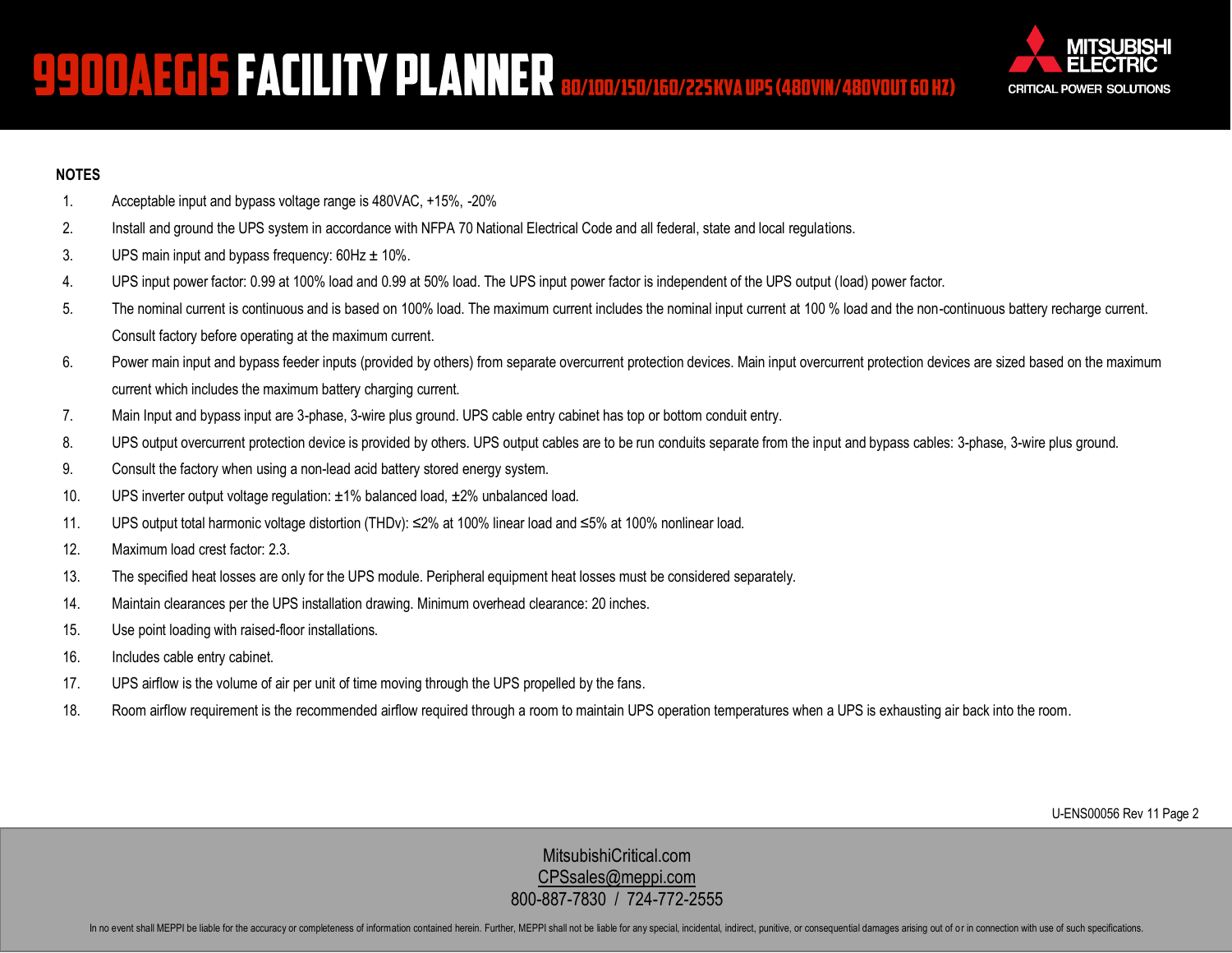## NOTES

1. Acceptable input and bypass voltage range is 480VAC, +15%, -20%
2. Install and ground the UPS system in accordance with NFPA 70 National Electrical Code and all federal, state and local regulations.
3. UPS main input and bypass frequency: 60Hz ± 10%.
4. UPS input power factor: 0.99 at 100% load and 0.99 at 50% load. The UPS input power factor is independent of the UPS output (load) power factor.
5. The nominal current is continuous and is based on 100% load. The maximum current includes the nominal input current at 100 % load and the non-continuous battery recharge current. Consult factory before operating at the maximum current.
6. Power main input and bypass feeder inputs (provided by others) from separate overcurrent protection devices. Main input overcurrent protection devices are sized based on the maximum current which includes the maximum battery charging current.
7. Main Input and bypass input are 3-phase, 3-wire plus ground. UPS cable entry cabinet has top or bottom conduit entry.
8. UPS output overcurrent protection device is provided by others. UPS output cables are to be run conduits separate from the input and bypass cables: 3-phase, 3-wire plus ground.
9. Consult the factory when using a non-lead acid battery stored energy system.
10. UPS inverter output voltage regulation: ±1% balanced load, ±2% unbalanced load.
11. UPS output total harmonic voltage distortion (THDv): ≤2% at 100% linear load and ≤5% at 100% nonlinear load.
12. Maximum load crest factor: 2.3.
13. The specified heat losses are only for the UPS module. Peripheral equipment heat losses must be considered separately.
14. Maintain clearances per the UPS installation drawing. Minimum overhead clearance: 20 inches.
15. Use point loading with raised-floor installations.
16. Includes cable entry cabinet.
17. UPS airflow is the volume of air per unit of time moving through the UPS propelled by the fans.
18. Room airflow requirement is the recommended airflow required through a room to maintain UPS operation temperatures when a UPS is exhausting air back into the room.

U-ENS00056 Rev 11

MitsubishiCritical.com
CPSsales@meppi.com
800-887-7830 / 724-772-2555

In no event shall MEPPI be liable for the accuracy or completeness of information contained herein. Further, MEPPI shall not be liable for any special, incidental, indirect, punitive, or consequential damages arising out of or in connection with use of such specifications.